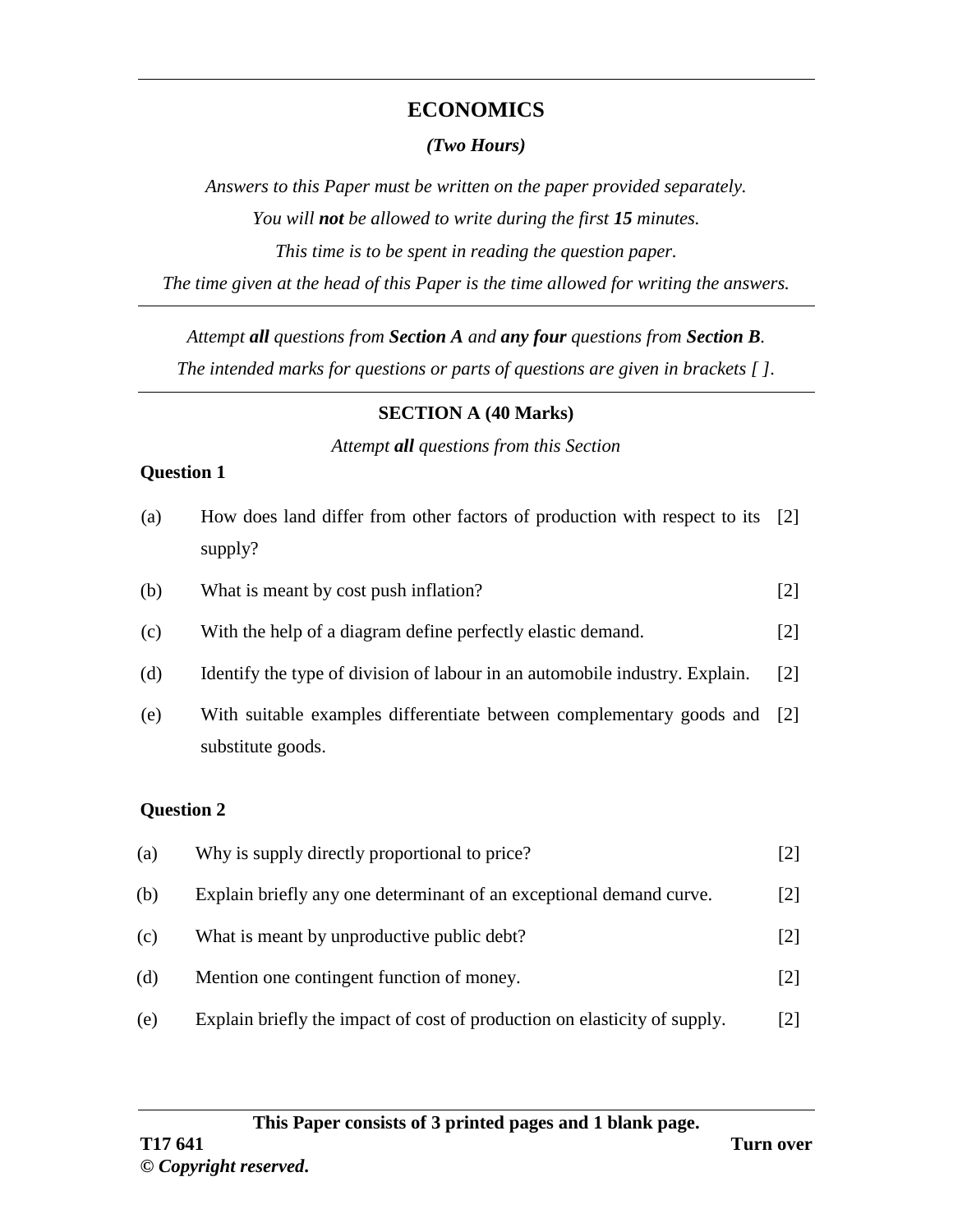# ECONOMICS

***(Two Hours)***

*Answers to this Paper must be written on the paper provided separately.*

*You will **not** be allowed to write during the first **15** minutes.*

*This time is to be spent in reading the question paper.*

*The time given at the head of this Paper is the time allowed for writing the answers.*

---

*Attempt **all** questions from **Section A** and **any four** questions from **Section B**.*

*The intended marks for questions or parts of questions are given in brackets [ ].*

---

## SECTION A (40 Marks)

*Attempt **all** questions from this Section*

### Question 1

(a) How does land differ from other factors of production with respect to its supply? [2]

(b) What is meant by cost push inflation? [2]

(c) With the help of a diagram define perfectly elastic demand. [2]

(d) Identify the type of division of labour in an automobile industry. Explain. [2]

(e) With suitable examples differentiate between complementary goods and substitute goods. [2]

### Question 2

(a) Why is supply directly proportional to price? [2]

(b) Explain briefly any one determinant of an exceptional demand curve. [2]

(c) What is meant by unproductive public debt? [2]

(d) Mention one contingent function of money. [2]

(e) Explain briefly the impact of cost of production on elasticity of supply. [2]

**This Paper consists of 3 printed pages and 1 blank page.**

**T17 641**

**© *Copyright reserved*.**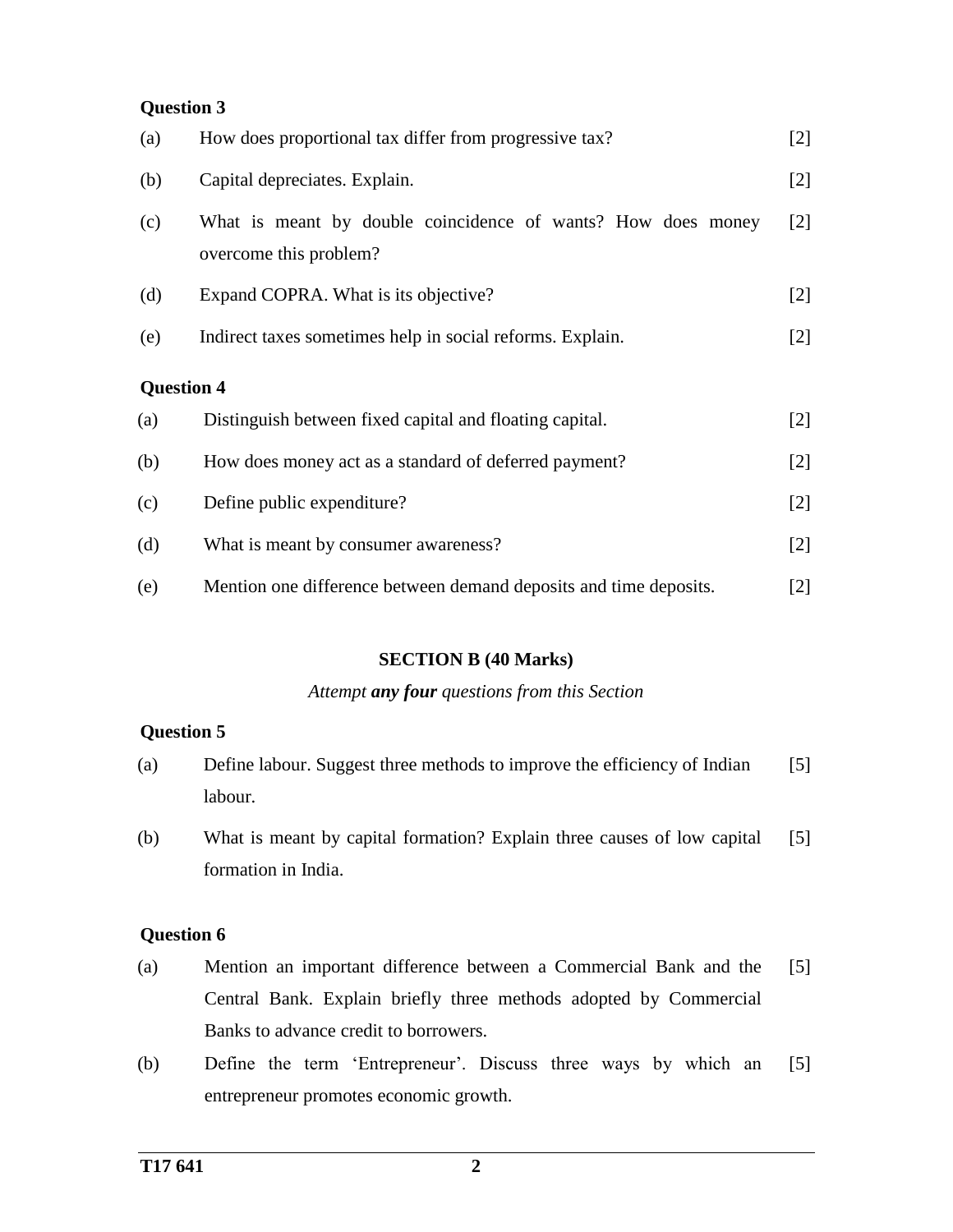**Question 3**

(a) How does proportional tax differ from progressive tax? [2]

(b) Capital depreciates. Explain. [2]

(c) What is meant by double coincidence of wants? How does money overcome this problem? [2]

(d) Expand COPRA. What is its objective? [2]

(e) Indirect taxes sometimes help in social reforms. Explain. [2]

**Question 4**

(a) Distinguish between fixed capital and floating capital. [2]

(b) How does money act as a standard of deferred payment? [2]

(c) Define public expenditure? [2]

(d) What is meant by consumer awareness? [2]

(e) Mention one difference between demand deposits and time deposits. [2]

## SECTION B (40 Marks)

*Attempt **any four** questions from this Section*

**Question 5**

(a) Define labour. Suggest three methods to improve the efficiency of Indian labour. [5]

(b) What is meant by capital formation? Explain three causes of low capital formation in India. [5]

**Question 6**

(a) Mention an important difference between a Commercial Bank and the Central Bank. Explain briefly three methods adopted by Commercial Banks to advance credit to borrowers. [5]

(b) Define the term 'Entrepreneur'. Discuss three ways by which an entrepreneur promotes economic growth. [5]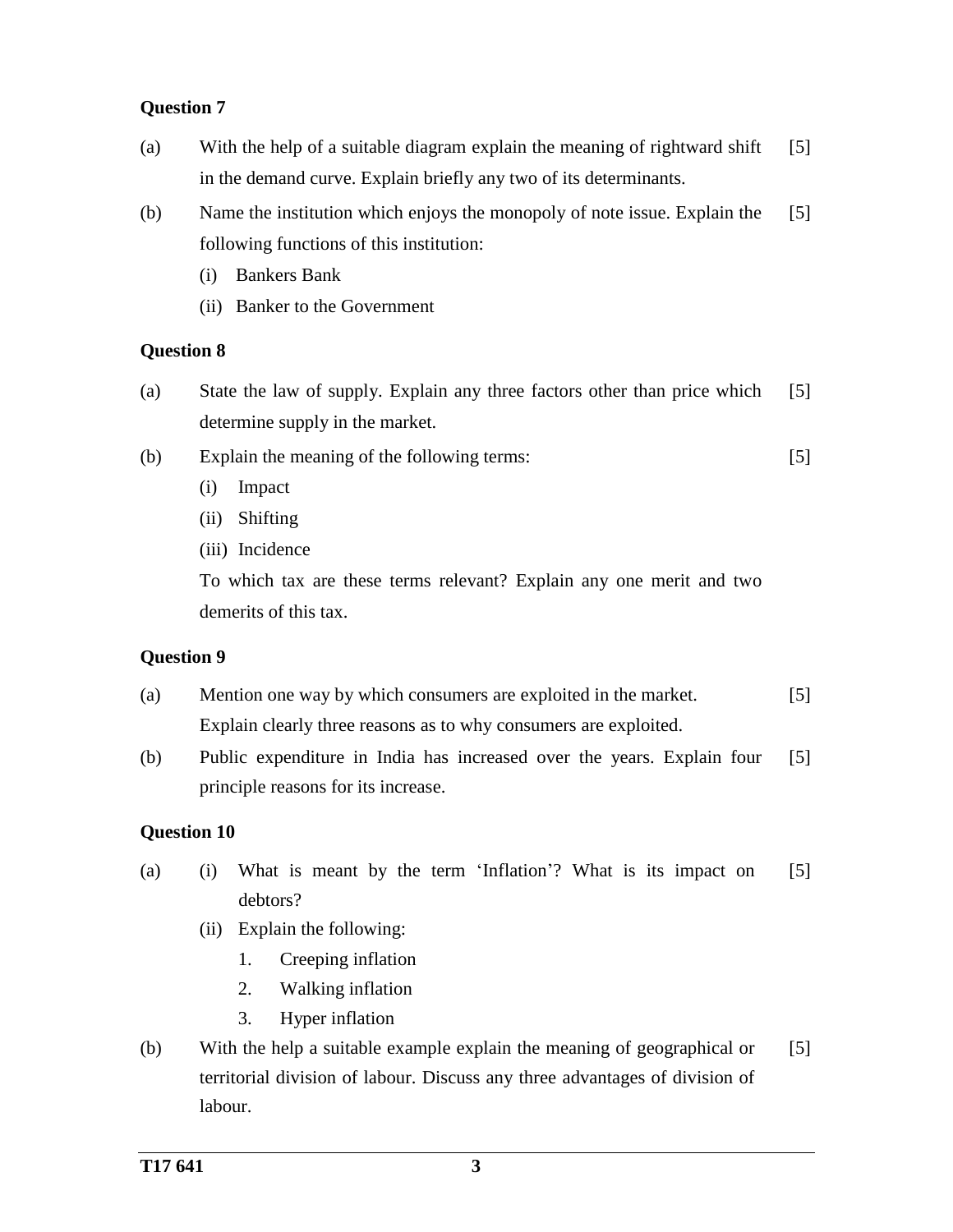**Question 7**

(a) With the help of a suitable diagram explain the meaning of rightward shift in the demand curve. Explain briefly any two of its determinants. [5]

(b) Name the institution which enjoys the monopoly of note issue. Explain the following functions of this institution: [5]

(i) Bankers Bank

(ii) Banker to the Government

**Question 8**

(a) State the law of supply. Explain any three factors other than price which determine supply in the market. [5]

(b) Explain the meaning of the following terms: [5]

(i) Impact

(ii) Shifting

(iii) Incidence

To which tax are these terms relevant? Explain any one merit and two demerits of this tax.

**Question 9**

(a) Mention one way by which consumers are exploited in the market. [5]
Explain clearly three reasons as to why consumers are exploited.

(b) Public expenditure in India has increased over the years. Explain four principle reasons for its increase. [5]

**Question 10**

(a) (i) What is meant by the term 'Inflation'? What is its impact on debtors? [5]

(ii) Explain the following:

1. Creeping inflation
2. Walking inflation
3. Hyper inflation

(b) With the help a suitable example explain the meaning of geographical or territorial division of labour. Discuss any three advantages of division of labour. [5]